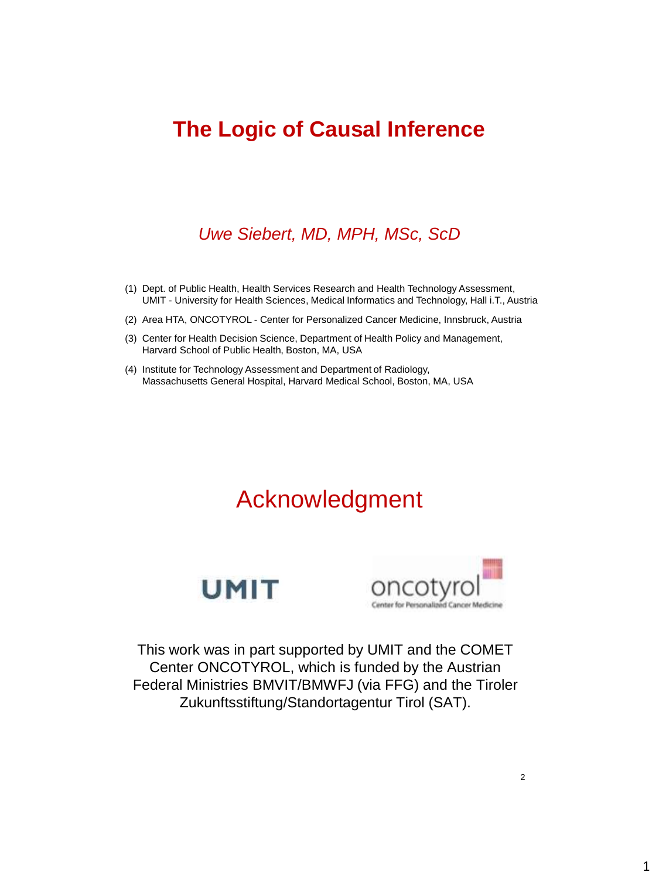# The Logic of Causal Inference

*Uwe Siebert, MD, MPH, MSc, ScD*

(1) Dept. of Public Health, Health Services Research and Health Technology Assessment, UMIT - University for Health Sciences, Medical Informatics and Technology, Hall i.T., Austria

(2) Area HTA, ONCOTYROL - Center for Personalized Cancer Medicine, Innsbruck, Austria

(3) Center for Health Decision Science, Department of Health Policy and Management, Harvard School of Public Health, Boston, MA, USA

(4) Institute for Technology Assessment and Department of Radiology, Massachusetts General Hospital, Harvard Medical School, Boston, MA, USA

## Acknowledgment

UMIT

oncotyrol
Center for Personalized Cancer Medicine

This work was in part supported by UMIT and the COMET Center ONCOTYROL, which is funded by the Austrian Federal Ministries BMVIT/BMWFJ (via FFG) and the Tiroler Zukunftsstiftung/Standortagentur Tirol (SAT).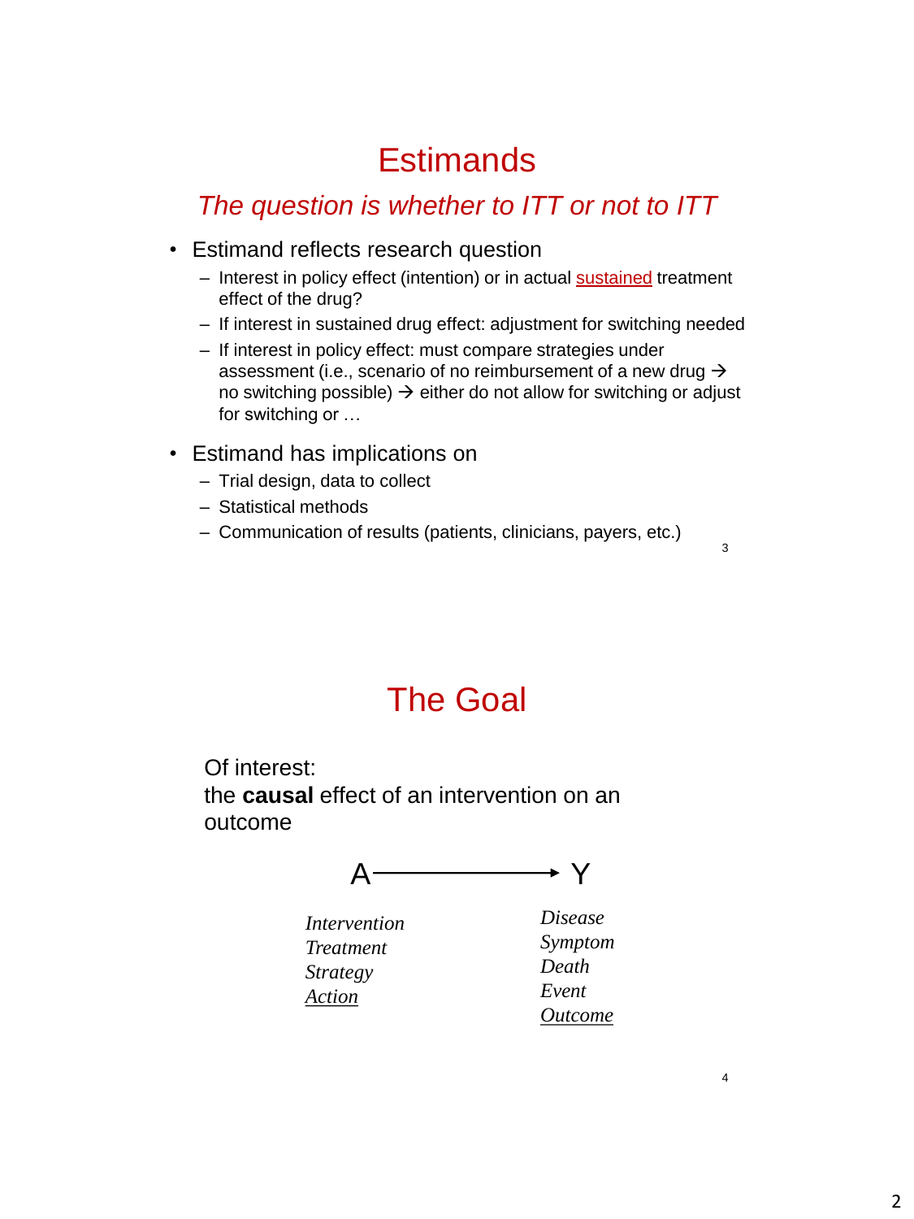# Estimands

## *The question is whether to ITT or not to ITT*

- Estimand reflects research question
  - Interest in policy effect (intention) or in actual <u>sustained</u> treatment effect of the drug?
  - If interest in sustained drug effect: adjustment for switching needed
  - If interest in policy effect: must compare strategies under assessment (i.e., scenario of no reimbursement of a new drug → no switching possible) → either do not allow for switching or adjust for switching or …
- Estimand has implications on
  - Trial design, data to collect
  - Statistical methods
  - Communication of results (patients, clinicians, payers, etc.)

# The Goal

Of interest:
the **causal** effect of an intervention on an outcome

$$A \longrightarrow Y$$

| A | Y |
|---|---|
| *Intervention* | *Disease* |
| *Treatment* | *Symptom* |
| *Strategy* | *Death* |
| *<u>Action</u>* | *Event* |
| | *<u>Outcome</u>* |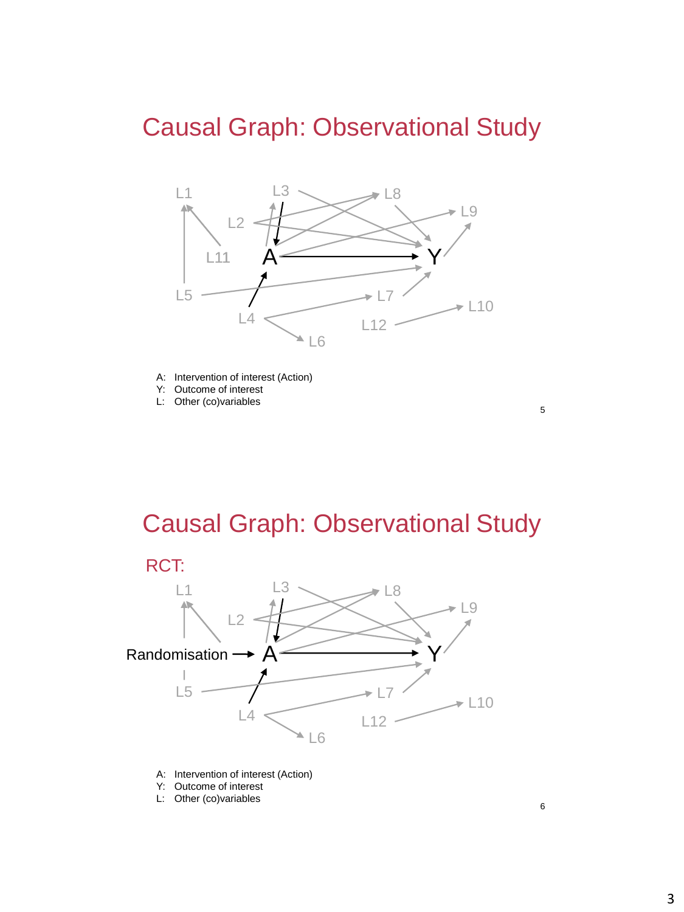# Causal Graph: Observational Study

L1, L2, L3, L4, L5, L6, L7, L8, L9, L10, L11, L12, A, Y

A: Intervention of interest (Action)
Y: Outcome of interest
L: Other (co)variables

# Causal Graph: Observational Study

RCT:

L1, L2, L3, L4, L5, L6, L7, L8, L9, L10, L12, Randomisation, A, Y

A: Intervention of interest (Action)
Y: Outcome of interest
L: Other (co)variables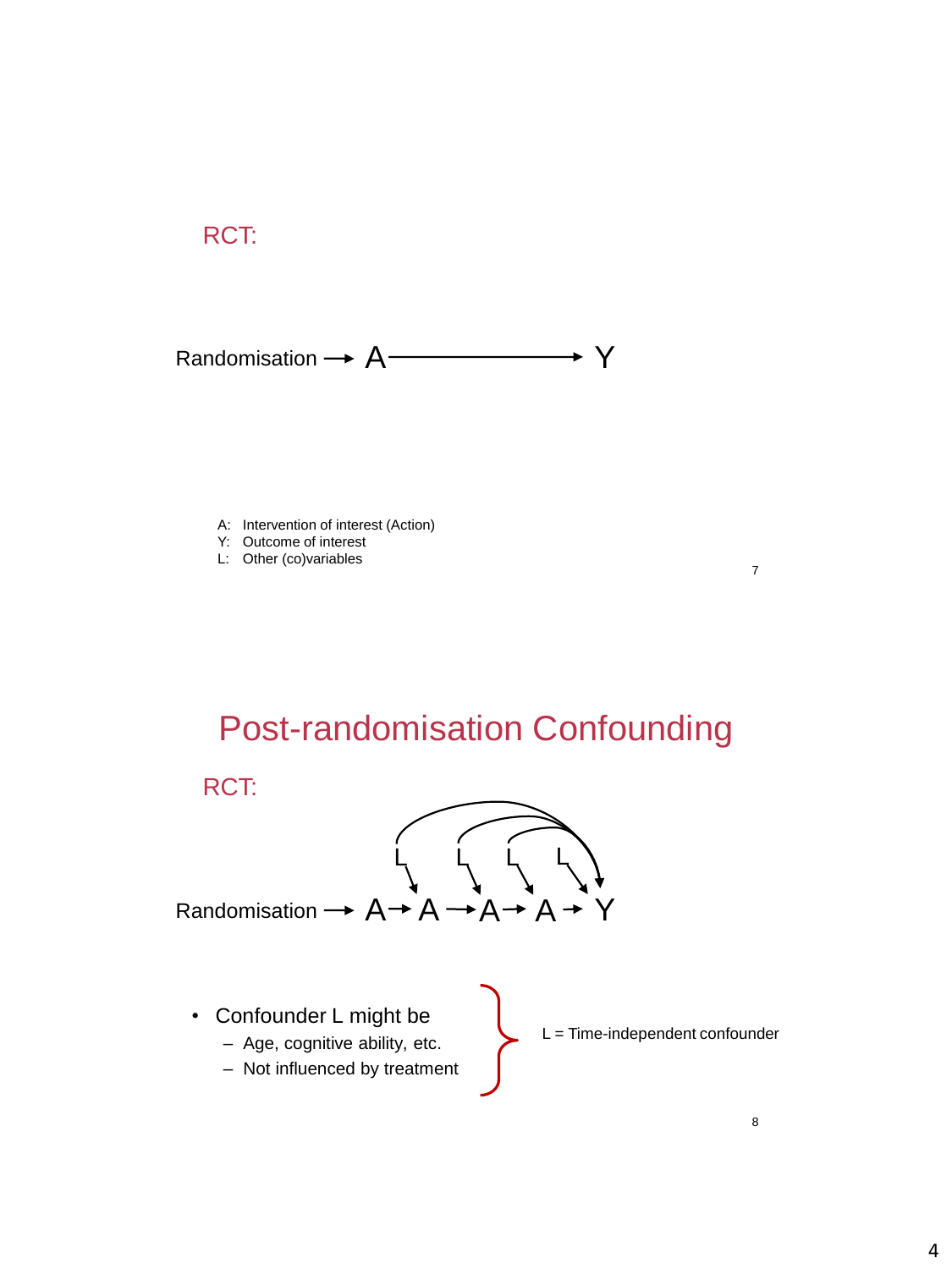RCT:

Randomisation → A → Y

A: Intervention of interest (Action)
Y: Outcome of interest
L: Other (co)variables

# Post-randomisation Confounding

RCT:

L L L L

Randomisation → A → A → A → A → Y

- Confounder L might be
  - Age, cognitive ability, etc.
  - Not influenced by treatment

L = Time-independent confounder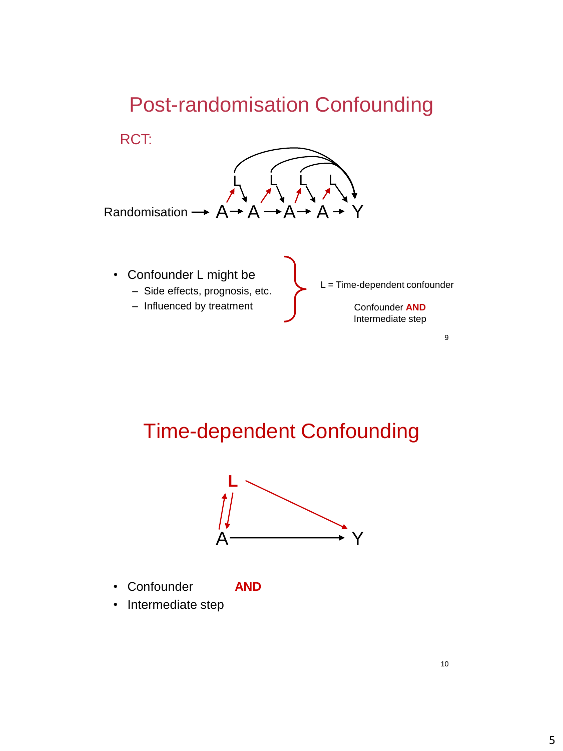# Post-randomisation Confounding

RCT:

Randomisation → A → A → A → A → Y

- Confounder L might be
  - Side effects, prognosis, etc.
  - Influenced by treatment

L = Time-dependent confounder

Confounder **AND** Intermediate step

# Time-dependent Confounding

- Confounder **AND**
- Intermediate step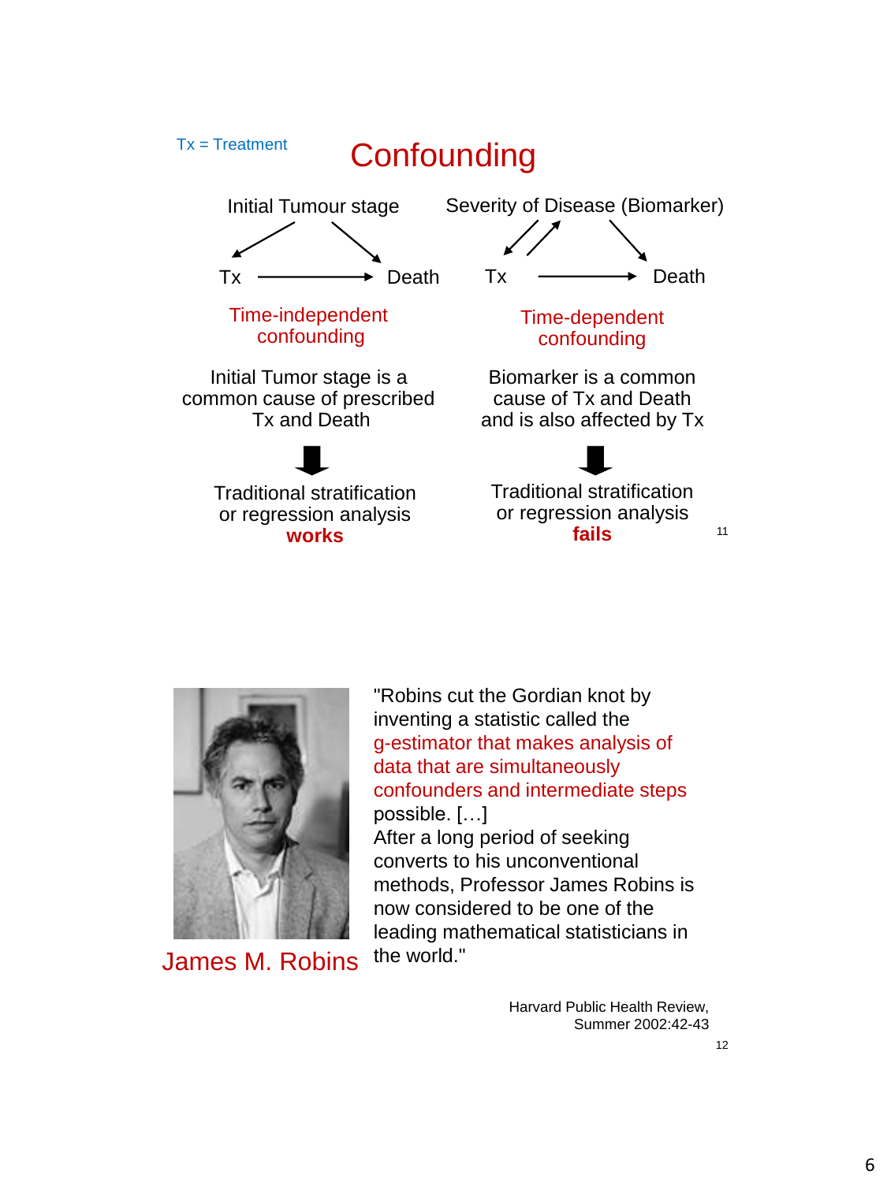Tx = Treatment

# Confounding

Initial Tumour stage → Tx; Initial Tumour stage → Death; Tx → Death

Severity of Disease (Biomarker) ⇄ Tx; Severity of Disease (Biomarker) → Death; Tx → Death

| Time-independent confounding | Time-dependent confounding |
| --- | --- |
| Initial Tumor stage is a common cause of prescribed Tx and Death | Biomarker is a common cause of Tx and Death and is also affected by Tx |
| Traditional stratification or regression analysis **works** | Traditional stratification or regression analysis **fails** |

James M. Robins

"Robins cut the Gordian knot by inventing a statistic called the g-estimator that makes analysis of data that are simultaneously confounders and intermediate steps possible. […]
After a long period of seeking converts to his unconventional methods, Professor James Robins is now considered to be one of the leading mathematical statisticians in the world."

Harvard Public Health Review, Summer 2002:42-43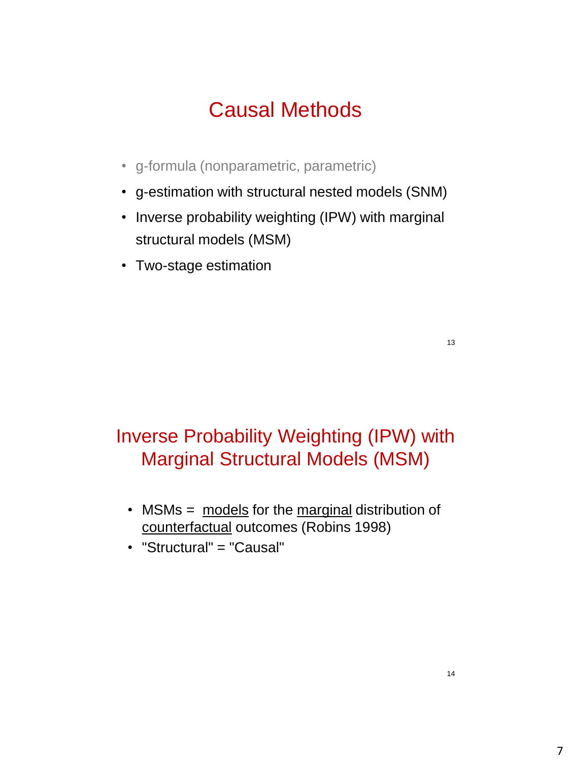# Causal Methods

- g-formula (nonparametric, parametric)
- g-estimation with structural nested models (SNM)
- Inverse probability weighting (IPW) with marginal structural models (MSM)
- Two-stage estimation

# Inverse Probability Weighting (IPW) with Marginal Structural Models (MSM)

- MSMs = models for the marginal distribution of counterfactual outcomes (Robins 1998)
- "Structural" = "Causal"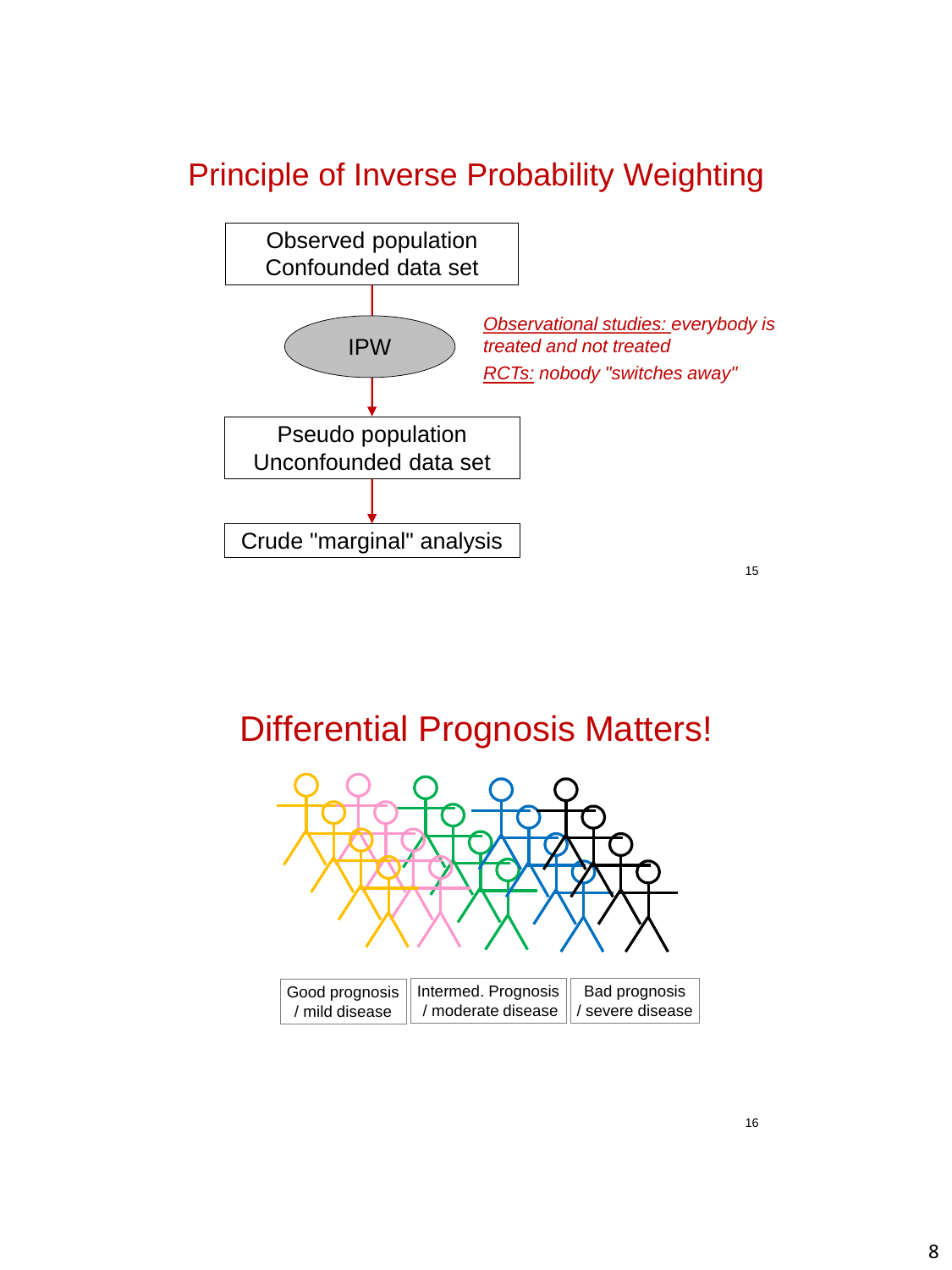# Principle of Inverse Probability Weighting

Observed population
Confounded data set

↓

IPW

↓

Pseudo population
Unconfounded data set

↓

Crude "marginal" analysis

*Observational studies: everybody is treated and not treated*

*RCTs: nobody "switches away"*

# Differential Prognosis Matters!

| Good prognosis / mild disease | Intermed. Prognosis / moderate disease | Bad prognosis / severe disease |
|---|---|---|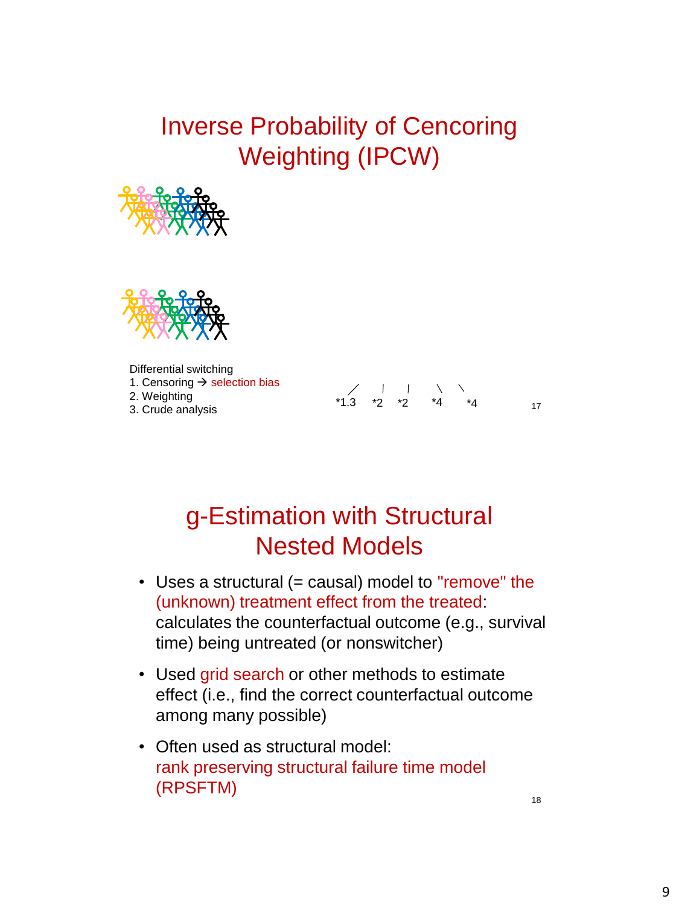# Inverse Probability of Cencoring Weighting (IPCW)

Differential switching
1. Censoring → selection bias
2. Weighting
3. Crude analysis

*1.3 *2 *2 *4 *4

# g-Estimation with Structural Nested Models

- Uses a structural (= causal) model to "remove" the (unknown) treatment effect from the treated: calculates the counterfactual outcome (e.g., survival time) being untreated (or nonswitcher)
- Used grid search or other methods to estimate effect (i.e., find the correct counterfactual outcome among many possible)
- Often used as structural model: rank preserving structural failure time model (RPSFTM)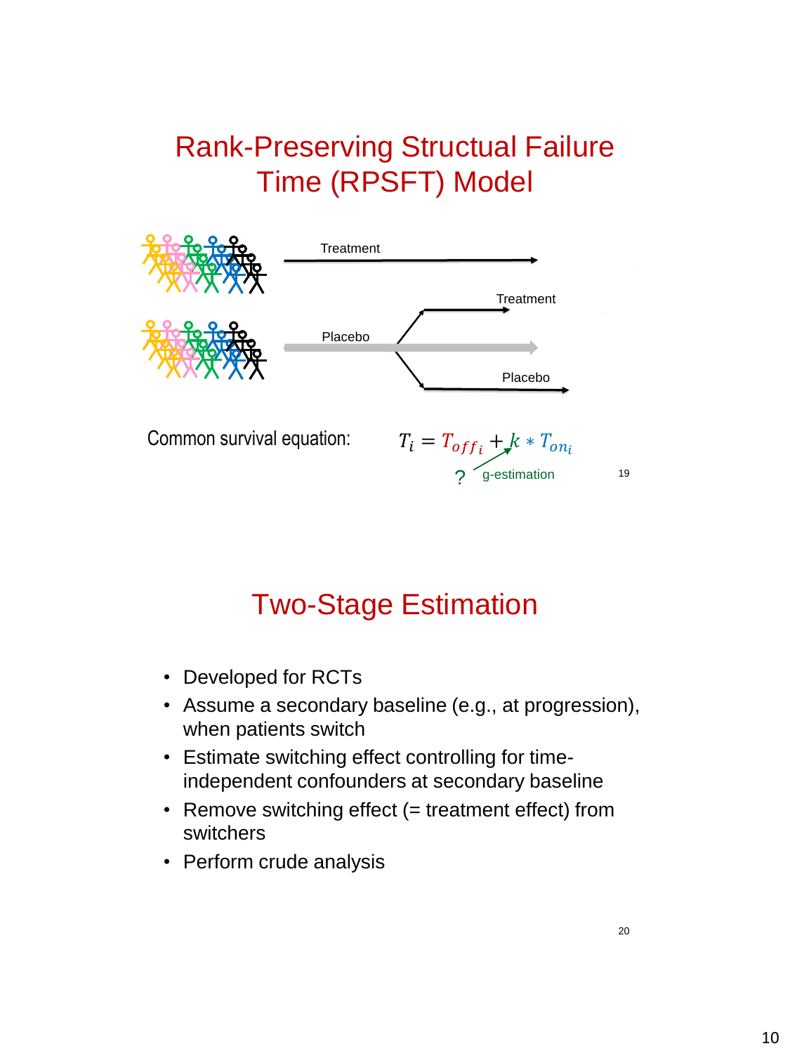# Rank-Preserving Structural Failure Time (RPSFT) Model

Treatment

Treatment

Placebo

Placebo

Common survival equation: $T_i = T_{off_i} + k * T_{on_i}$

? g-estimation

# Two-Stage Estimation

- Developed for RCTs
- Assume a secondary baseline (e.g., at progression), when patients switch
- Estimate switching effect controlling for time-independent confounders at secondary baseline
- Remove switching effect (= treatment effect) from switchers
- Perform crude analysis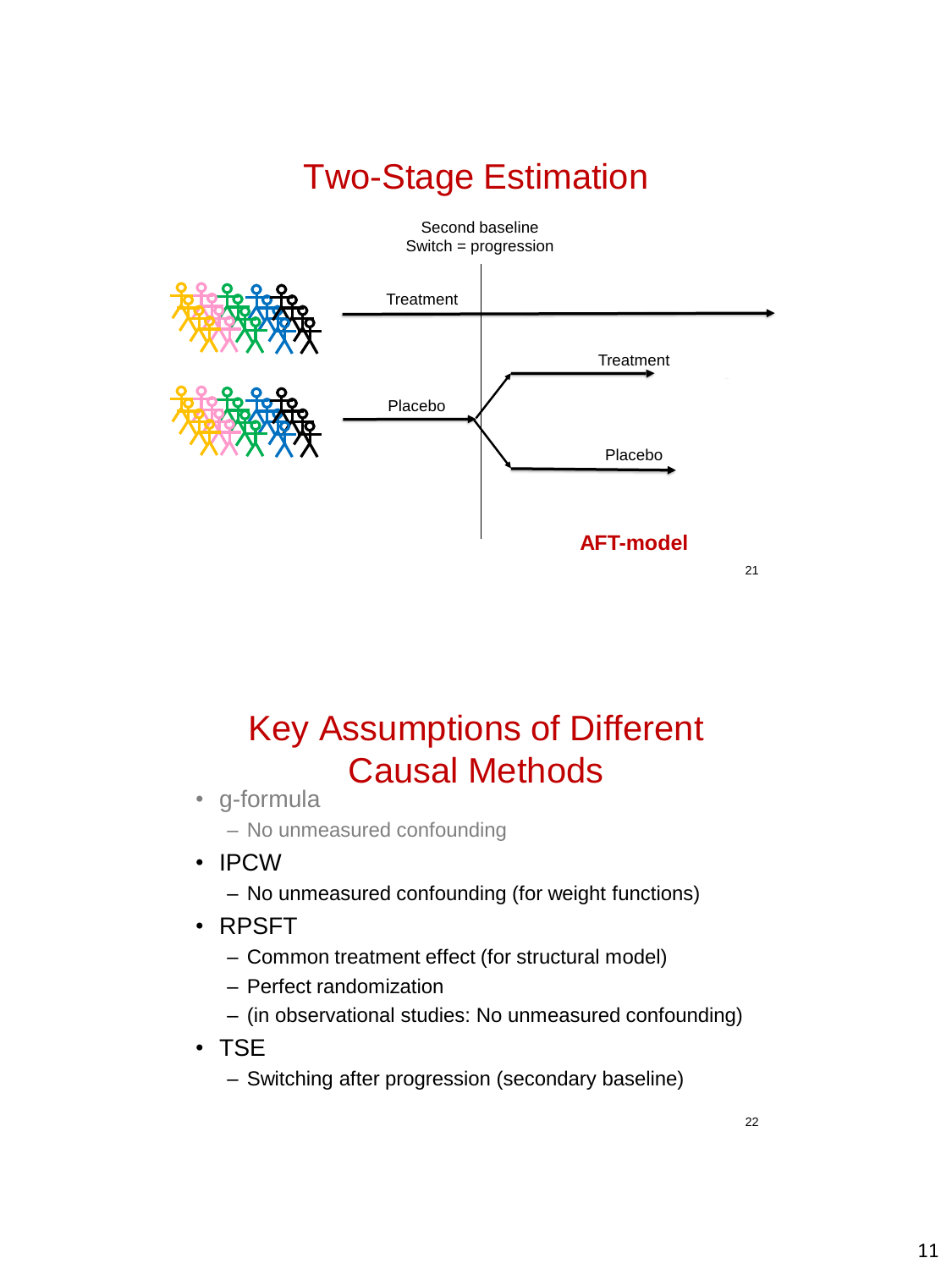# Two-Stage Estimation

Second baseline
Switch = progression

Treatment

Placebo

Treatment

Placebo

**AFT-model**

# Key Assumptions of Different Causal Methods

- g-formula
  - No unmeasured confounding
- IPCW
  - No unmeasured confounding (for weight functions)
- RPSFT
  - Common treatment effect (for structural model)
  - Perfect randomization
  - (in observational studies: No unmeasured confounding)
- TSE
  - Switching after progression (secondary baseline)